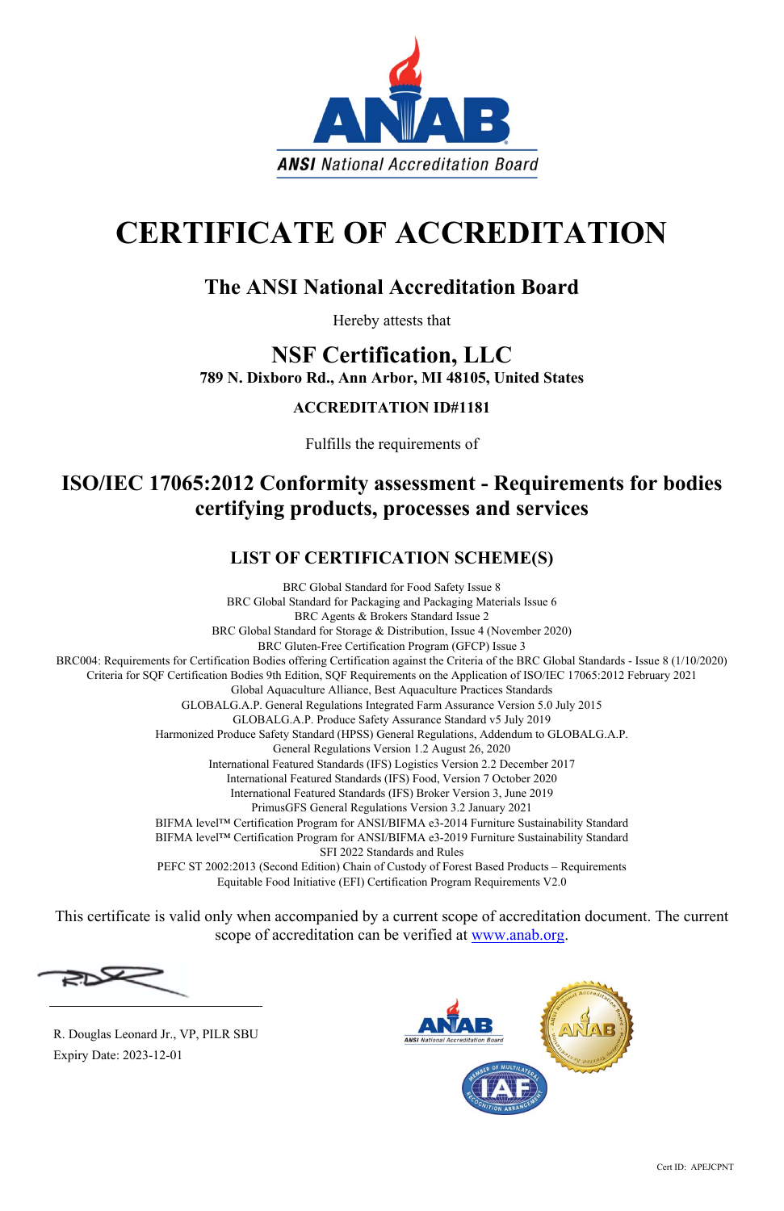ANSI National Accreditation Board

# CERTIFICATE OF ACCREDITATION

## The ANSI National Accreditation Board

Hereby attests that

## NSF Certification, LLC

**789 N. Dixboro Rd., Ann Arbor, MI 48105, United States**

**ACCREDITATION ID#1181**

Fulfills the requirements of

## ISO/IEC 17065:2012 Conformity assessment - Requirements for bodies certifying products, processes and services

### LIST OF CERTIFICATION SCHEME(S)

BRC Global Standard for Food Safety Issue 8
BRC Global Standard for Packaging and Packaging Materials Issue 6
BRC Agents & Brokers Standard Issue 2
BRC Global Standard for Storage & Distribution, Issue 4 (November 2020)
BRC Gluten-Free Certification Program (GFCP) Issue 3
BRC004: Requirements for Certification Bodies offering Certification against the Criteria of the BRC Global Standards - Issue 8 (1/10/2020)
Criteria for SQF Certification Bodies 9th Edition, SQF Requirements on the Application of ISO/IEC 17065:2012 February 2021
Global Aquaculture Alliance, Best Aquaculture Practices Standards
GLOBALG.A.P. General Regulations Integrated Farm Assurance Version 5.0 July 2015
GLOBALG.A.P. Produce Safety Assurance Standard v5 July 2019
Harmonized Produce Safety Standard (HPSS) General Regulations, Addendum to GLOBALG.A.P.
General Regulations Version 1.2 August 26, 2020
International Featured Standards (IFS) Logistics Version 2.2 December 2017
International Featured Standards (IFS) Food, Version 7 October 2020
International Featured Standards (IFS) Broker Version 3, June 2019
PrimusGFS General Regulations Version 3.2 January 2021
BIFMA level™ Certification Program for ANSI/BIFMA e3-2014 Furniture Sustainability Standard
BIFMA level™ Certification Program for ANSI/BIFMA e3-2019 Furniture Sustainability Standard
SFI 2022 Standards and Rules
PEFC ST 2002:2013 (Second Edition) Chain of Custody of Forest Based Products – Requirements
Equitable Food Initiative (EFI) Certification Program Requirements V2.0

This certificate is valid only when accompanied by a current scope of accreditation document. The current scope of accreditation can be verified at www.anab.org.

R. Douglas Leonard Jr., VP, PILR SBU
Expiry Date: 2023-12-01

Cert ID: APEJCPNT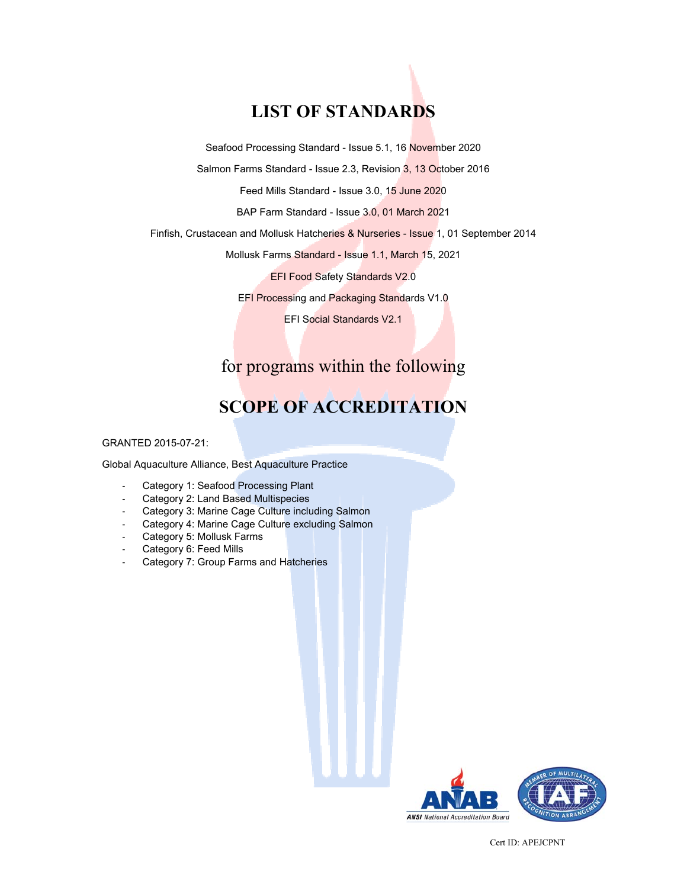# LIST OF STANDARDS

Seafood Processing Standard - Issue 5.1, 16 November 2020

Salmon Farms Standard - Issue 2.3, Revision 3, 13 October 2016

Feed Mills Standard - Issue 3.0, 15 June 2020

BAP Farm Standard - Issue 3.0, 01 March 2021

Finfish, Crustacean and Mollusk Hatcheries & Nurseries - Issue 1, 01 September 2014

Mollusk Farms Standard - Issue 1.1, March 15, 2021

EFI Food Safety Standards V2.0

EFI Processing and Packaging Standards V1.0

EFI Social Standards V2.1

for programs within the following

# SCOPE OF ACCREDITATION

GRANTED 2015-07-21:

Global Aquaculture Alliance, Best Aquaculture Practice

- Category 1: Seafood Processing Plant
- Category 2: Land Based Multispecies
- Category 3: Marine Cage Culture including Salmon
- Category 4: Marine Cage Culture excluding Salmon
- Category 5: Mollusk Farms
- Category 6: Feed Mills
- Category 7: Group Farms and Hatcheries

Cert ID: APEJCPNT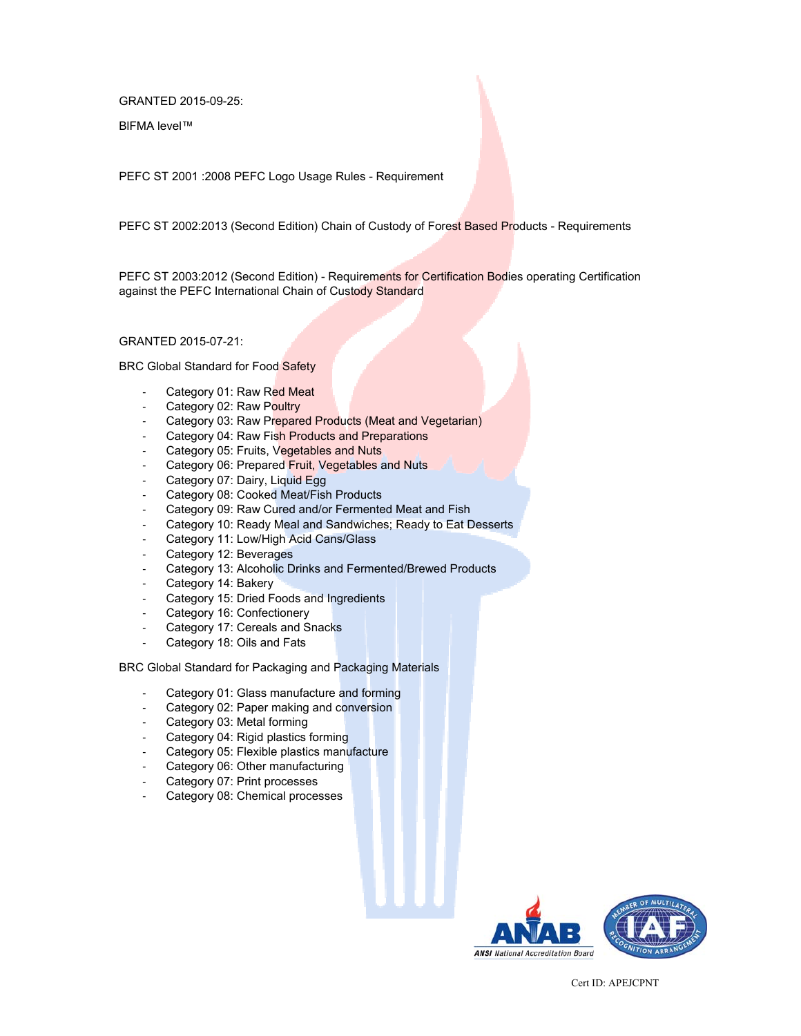GRANTED 2015-09-25:

BIFMA level™

PEFC ST 2001 :2008 PEFC Logo Usage Rules - Requirement

PEFC ST 2002:2013 (Second Edition) Chain of Custody of Forest Based Products - Requirements

PEFC ST 2003:2012 (Second Edition) - Requirements for Certification Bodies operating Certification against the PEFC International Chain of Custody Standard

GRANTED 2015-07-21:

BRC Global Standard for Food Safety

- Category 01: Raw Red Meat
- Category 02: Raw Poultry
- Category 03: Raw Prepared Products (Meat and Vegetarian)
- Category 04: Raw Fish Products and Preparations
- Category 05: Fruits, Vegetables and Nuts
- Category 06: Prepared Fruit, Vegetables and Nuts
- Category 07: Dairy, Liquid Egg
- Category 08: Cooked Meat/Fish Products
- Category 09: Raw Cured and/or Fermented Meat and Fish
- Category 10: Ready Meal and Sandwiches; Ready to Eat Desserts
- Category 11: Low/High Acid Cans/Glass
- Category 12: Beverages
- Category 13: Alcoholic Drinks and Fermented/Brewed Products
- Category 14: Bakery
- Category 15: Dried Foods and Ingredients
- Category 16: Confectionery
- Category 17: Cereals and Snacks
- Category 18: Oils and Fats

BRC Global Standard for Packaging and Packaging Materials

- Category 01: Glass manufacture and forming
- Category 02: Paper making and conversion
- Category 03: Metal forming
- Category 04: Rigid plastics forming
- Category 05: Flexible plastics manufacture
- Category 06: Other manufacturing
- Category 07: Print processes
- Category 08: Chemical processes

Cert ID: APEJCPNT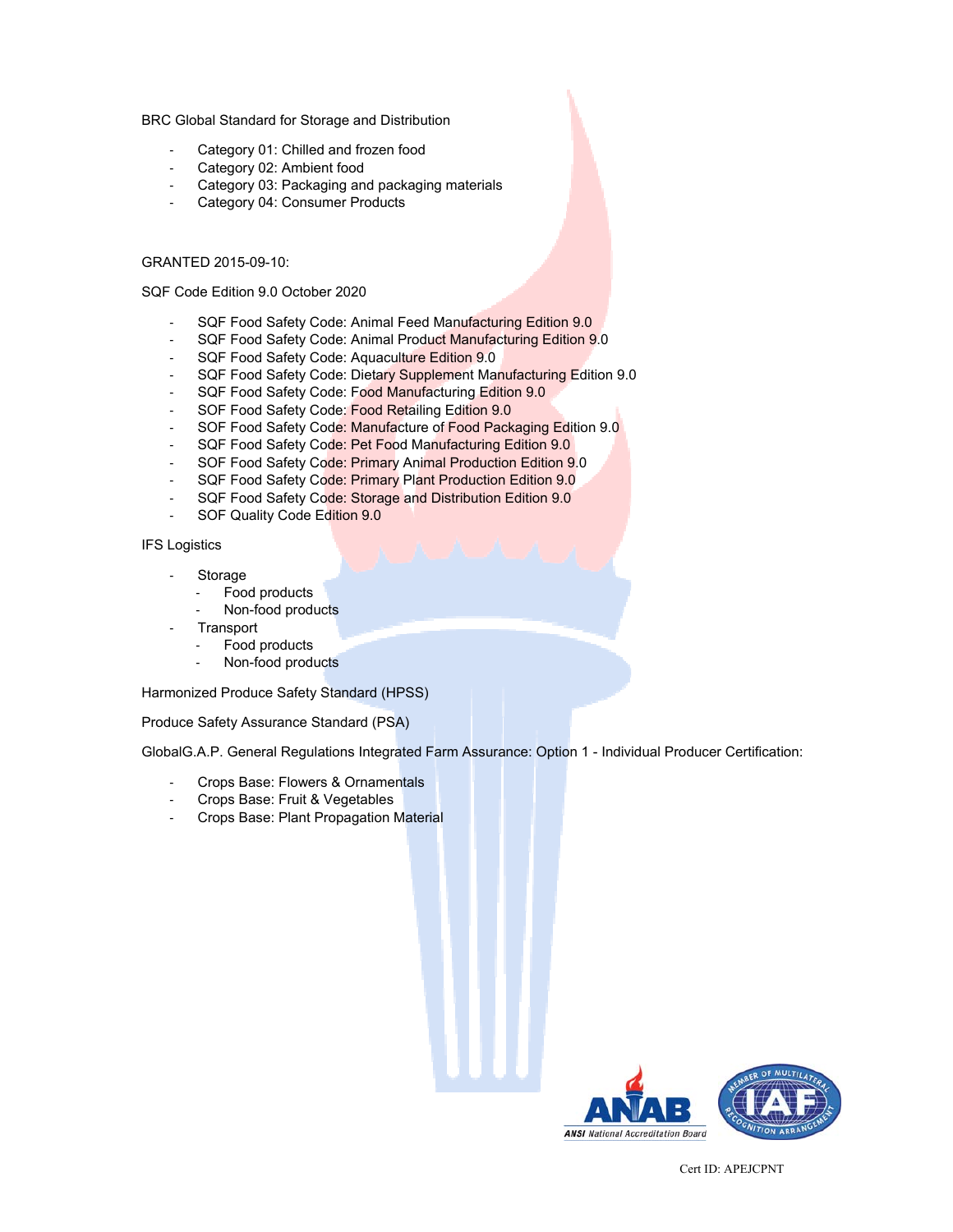BRC Global Standard for Storage and Distribution

- Category 01: Chilled and frozen food
- Category 02: Ambient food
- Category 03: Packaging and packaging materials
- Category 04: Consumer Products

GRANTED 2015-09-10:

SQF Code Edition 9.0 October 2020

- SQF Food Safety Code: Animal Feed Manufacturing Edition 9.0
- SQF Food Safety Code: Animal Product Manufacturing Edition 9.0
- SQF Food Safety Code: Aquaculture Edition 9.0
- SQF Food Safety Code: Dietary Supplement Manufacturing Edition 9.0
- SQF Food Safety Code: Food Manufacturing Edition 9.0
- SQF Food Safety Code: Food Retailing Edition 9.0
- SQF Food Safety Code: Manufacture of Food Packaging Edition 9.0
- SQF Food Safety Code: Pet Food Manufacturing Edition 9.0
- SQF Food Safety Code: Primary Animal Production Edition 9.0
- SQF Food Safety Code: Primary Plant Production Edition 9.0
- SQF Food Safety Code: Storage and Distribution Edition 9.0
- SQF Quality Code Edition 9.0

IFS Logistics

- Storage
  - Food products
  - Non-food products
- Transport
  - Food products
  - Non-food products

Harmonized Produce Safety Standard (HPSS)

Produce Safety Assurance Standard (PSA)

GlobalG.A.P. General Regulations Integrated Farm Assurance: Option 1 - Individual Producer Certification:

- Crops Base: Flowers & Ornamentals
- Crops Base: Fruit & Vegetables
- Crops Base: Plant Propagation Material

Cert ID: APEJCPNT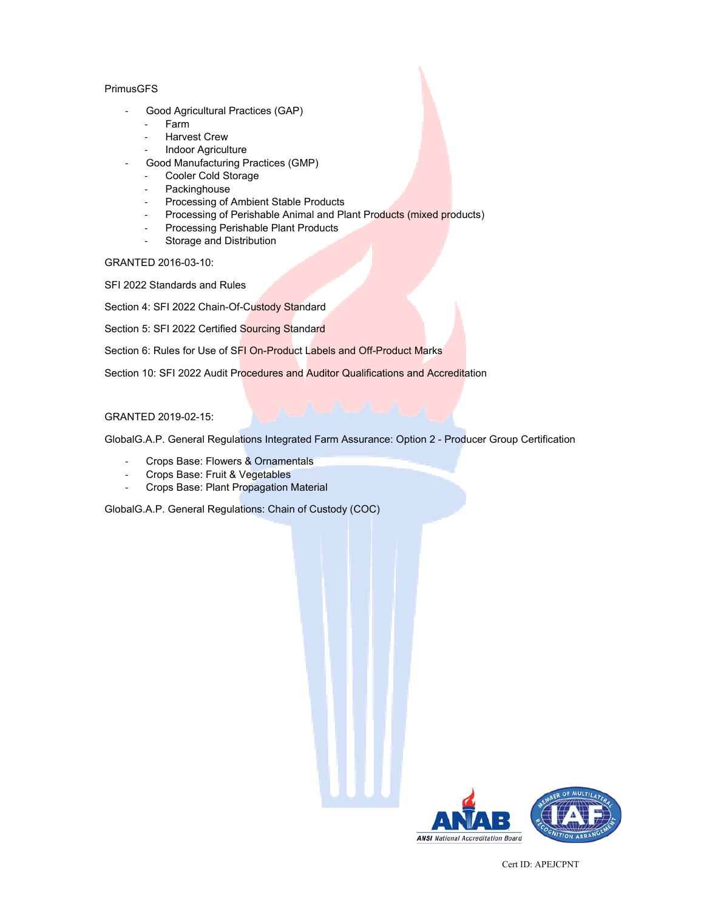PrimusGFS

- Good Agricultural Practices (GAP)
  - Farm
  - Harvest Crew
  - Indoor Agriculture
- Good Manufacturing Practices (GMP)
  - Cooler Cold Storage
  - Packinghouse
  - Processing of Ambient Stable Products
  - Processing of Perishable Animal and Plant Products (mixed products)
  - Processing Perishable Plant Products
  - Storage and Distribution

GRANTED 2016-03-10:

SFI 2022 Standards and Rules

Section 4: SFI 2022 Chain-Of-Custody Standard

Section 5: SFI 2022 Certified Sourcing Standard

Section 6: Rules for Use of SFI On-Product Labels and Off-Product Marks

Section 10: SFI 2022 Audit Procedures and Auditor Qualifications and Accreditation

GRANTED 2019-02-15:

GlobalG.A.P. General Regulations Integrated Farm Assurance: Option 2 - Producer Group Certification

- Crops Base: Flowers & Ornamentals
- Crops Base: Fruit & Vegetables
- Crops Base: Plant Propagation Material

GlobalG.A.P. General Regulations: Chain of Custody (COC)

Cert ID: APEJCPNT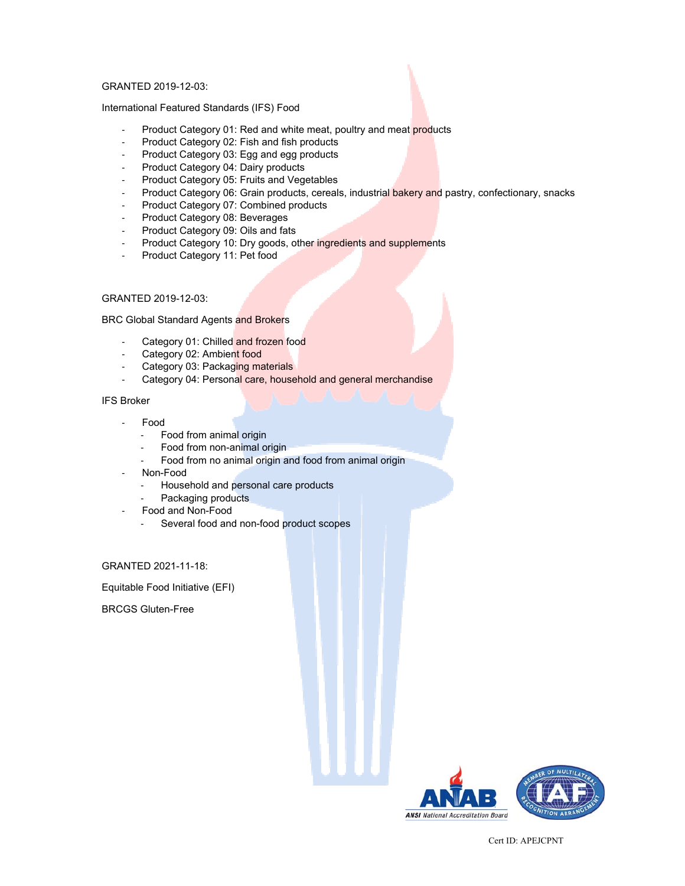GRANTED 2019-12-03:

International Featured Standards (IFS) Food

- Product Category 01: Red and white meat, poultry and meat products
- Product Category 02: Fish and fish products
- Product Category 03: Egg and egg products
- Product Category 04: Dairy products
- Product Category 05: Fruits and Vegetables
- Product Category 06: Grain products, cereals, industrial bakery and pastry, confectionary, snacks
- Product Category 07: Combined products
- Product Category 08: Beverages
- Product Category 09: Oils and fats
- Product Category 10: Dry goods, other ingredients and supplements
- Product Category 11: Pet food

GRANTED 2019-12-03:

BRC Global Standard Agents and Brokers

- Category 01: Chilled and frozen food
- Category 02: Ambient food
- Category 03: Packaging materials
- Category 04: Personal care, household and general merchandise

IFS Broker

- Food
  - Food from animal origin
  - Food from non-animal origin
  - Food from no animal origin and food from animal origin
- Non-Food
  - Household and personal care products
  - Packaging products
- Food and Non-Food
  - Several food and non-food product scopes

GRANTED 2021-11-18:

Equitable Food Initiative (EFI)

BRCGS Gluten-Free

ANAB ANSI National Accreditation Board

MEMBER OF MULTILATERAL RECOGNITION ARRANGEMENT IAF

Cert ID: APEJCPNT